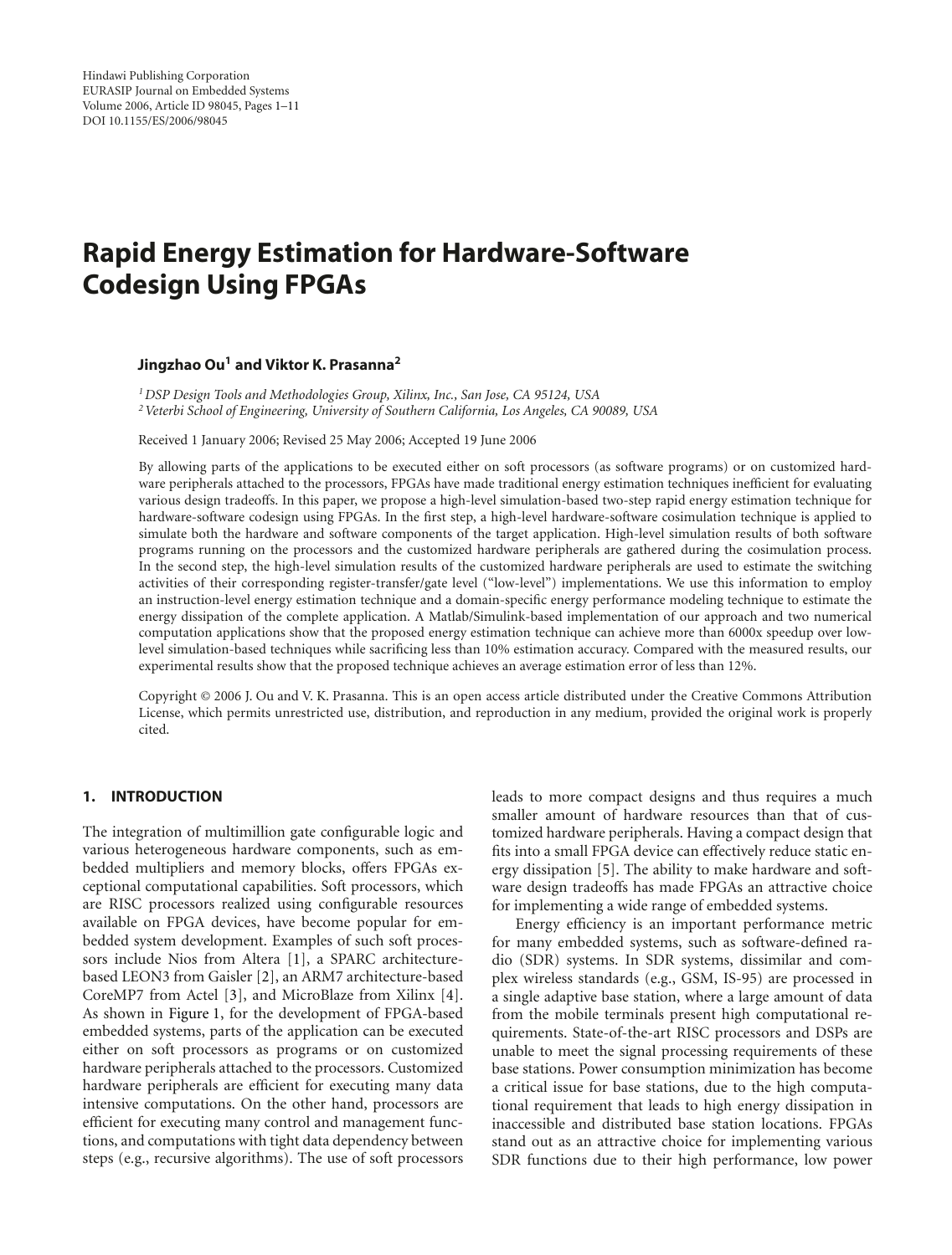# Rapid Energy Estimation for Hardware-Software Codesign Using FPGAs

**Jingzhao Ou[1] and Viktor K. Prasanna[2]**

[1] *DSP Design Tools and Methodologies Group, Xilinx, Inc., San Jose, CA 95124, USA*
[2] *Veterbi School of Engineering, University of Southern California, Los Angeles, CA 90089, USA*

Received 1 January 2006; Revised 25 May 2006; Accepted 19 June 2006

By allowing parts of the applications to be executed either on soft processors (as software programs) or on customized hardware peripherals attached to the processors, FPGAs have made traditional energy estimation techniques inefficient for evaluating various design tradeoffs. In this paper, we propose a high-level simulation-based two-step rapid energy estimation technique for hardware-software codesign using FPGAs. In the first step, a high-level hardware-software cosimulation technique is applied to simulate both the hardware and software components of the target application. High-level simulation results of both software programs running on the processors and the customized hardware peripherals are gathered during the cosimulation process. In the second step, the high-level simulation results of the customized hardware peripherals are used to estimate the switching activities of their corresponding register-transfer/gate level ("low-level") implementations. We use this information to employ an instruction-level energy estimation technique and a domain-specific energy performance modeling technique to estimate the energy dissipation of the complete application. A Matlab/Simulink-based implementation of our approach and two numerical computation applications show that the proposed energy estimation technique can achieve more than 6000x speedup over low-level simulation-based techniques while sacrificing less than 10% estimation accuracy. Compared with the measured results, our experimental results show that the proposed technique achieves an average estimation error of less than 12%.

Copyright © 2006 J. Ou and V. K. Prasanna. This is an open access article distributed under the Creative Commons Attribution License, which permits unrestricted use, distribution, and reproduction in any medium, provided the original work is properly cited.

## 1. INTRODUCTION

The integration of multimillion gate configurable logic and various heterogeneous hardware components, such as embedded multipliers and memory blocks, offers FPGAs exceptional computational capabilities. Soft processors, which are RISC processors realized using configurable resources available on FPGA devices, have become popular for embedded system development. Examples of such soft processors include Nios from Altera [1], a SPARC architecture-based LEON3 from Gaisler [2], an ARM7 architecture-based CoreMP7 from Actel [3], and MicroBlaze from Xilinx [4]. As shown in Figure 1, for the development of FPGA-based embedded systems, parts of the application can be executed either on soft processors as programs or on customized hardware peripherals attached to the processors. Customized hardware peripherals are efficient for executing many data intensive computations. On the other hand, processors are efficient for executing many control and management functions, and computations with tight data dependency between steps (e.g., recursive algorithms). The use of soft processors leads to more compact designs and thus requires a much smaller amount of hardware resources than that of customized hardware peripherals. Having a compact design that fits into a small FPGA device can effectively reduce static energy dissipation [5]. The ability to make hardware and software design tradeoffs has made FPGAs an attractive choice for implementing a wide range of embedded systems.

Energy efficiency is an important performance metric for many embedded systems, such as software-defined radio (SDR) systems. In SDR systems, dissimilar and complex wireless standards (e.g., GSM, IS-95) are processed in a single adaptive base station, where a large amount of data from the mobile terminals present high computational requirements. State-of-the-art RISC processors and DSPs are unable to meet the signal processing requirements of these base stations. Power consumption minimization has become a critical issue for base stations, due to the high computational requirement that leads to high energy dissipation in inaccessible and distributed base station locations. FPGAs stand out as an attractive choice for implementing various SDR functions due to their high performance, low power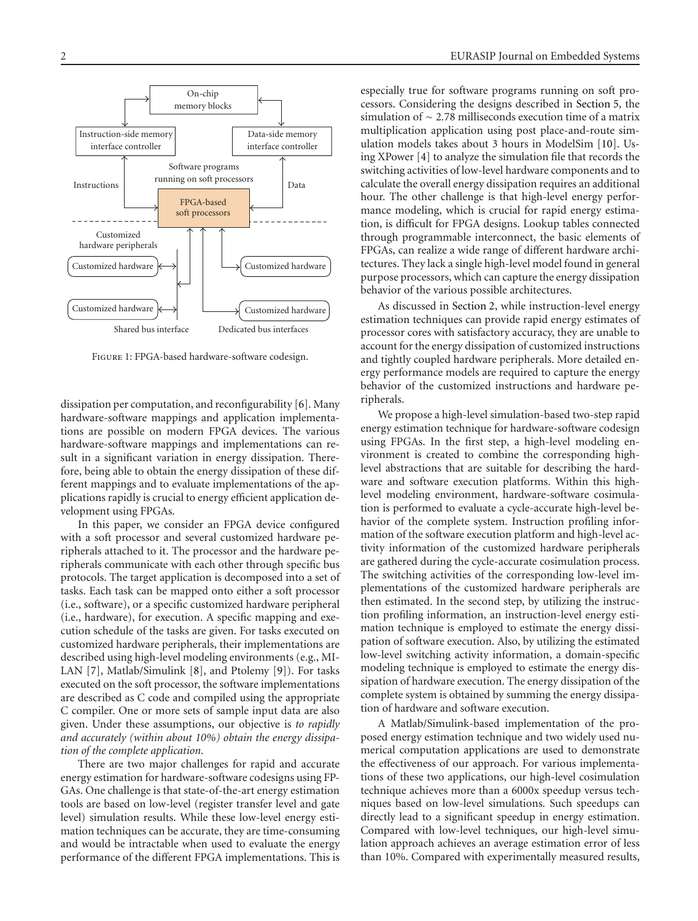On-chip memory blocks

Instruction-side memory interface controller

Data-side memory interface controller

Software programs running on soft processors

Instructions

Data

FPGA-based soft processors

Customized hardware peripherals

Customized hardware

Customized hardware

Customized hardware

Customized hardware

Shared bus interface

Dedicated bus interfaces

Figure 1: FPGA-based hardware-software codesign.

dissipation per computation, and reconfigurability [6]. Many hardware-software mappings and application implementations are possible on modern FPGA devices. The various hardware-software mappings and implementations can result in a significant variation in energy dissipation. Therefore, being able to obtain the energy dissipation of these different mappings and to evaluate implementations of the applications rapidly is crucial to energy efficient application development using FPGAs.

In this paper, we consider an FPGA device configured with a soft processor and several customized hardware peripherals attached to it. The processor and the hardware peripherals communicate with each other through specific bus protocols. The target application is decomposed into a set of tasks. Each task can be mapped onto either a soft processor (i.e., software), or a specific customized hardware peripheral (i.e., hardware), for execution. A specific mapping and execution schedule of the tasks are given. For tasks executed on customized hardware peripherals, their implementations are described using high-level modeling environments (e.g., MILAN [7], Matlab/Simulink [8], and Ptolemy [9]). For tasks executed on the soft processor, the software implementations are described as C code and compiled using the appropriate C compiler. One or more sets of sample input data are also given. Under these assumptions, our objective is *to rapidly and accurately (within about 10%) obtain the energy dissipation of the complete application.*

There are two major challenges for rapid and accurate energy estimation for hardware-software codesigns using FPGAs. One challenge is that state-of-the-art energy estimation tools are based on low-level (register transfer level and gate level) simulation results. While these low-level energy estimation techniques can be accurate, they are time-consuming and would be intractable when used to evaluate the energy performance of the different FPGA implementations. This is especially true for software programs running on soft processors. Considering the designs described in Section 5, the simulation of $\sim 2.78$ milliseconds execution time of a matrix multiplication application using post place-and-route simulation models takes about 3 hours in ModelSim [10]. Using XPower [4] to analyze the simulation file that records the switching activities of low-level hardware components and to calculate the overall energy dissipation requires an additional hour. The other challenge is that high-level energy performance modeling, which is crucial for rapid energy estimation, is difficult for FPGA designs. Lookup tables connected through programmable interconnect, the basic elements of FPGAs, can realize a wide range of different hardware architectures. They lack a single high-level model found in general purpose processors, which can capture the energy dissipation behavior of the various possible architectures.

As discussed in Section 2, while instruction-level energy estimation techniques can provide rapid energy estimates of processor cores with satisfactory accuracy, they are unable to account for the energy dissipation of customized instructions and tightly coupled hardware peripherals. More detailed energy performance models are required to capture the energy behavior of the customized instructions and hardware peripherals.

We propose a high-level simulation-based two-step rapid energy estimation technique for hardware-software codesign using FPGAs. In the first step, a high-level modeling environment is created to combine the corresponding high-level abstractions that are suitable for describing the hardware and software execution platforms. Within this high-level modeling environment, hardware-software cosimulation is performed to evaluate a cycle-accurate high-level behavior of the complete system. Instruction profiling information of the software execution platform and high-level activity information of the customized hardware peripherals are gathered during the cycle-accurate cosimulation process. The switching activities of the corresponding low-level implementations of the customized hardware peripherals are then estimated. In the second step, by utilizing the instruction profiling information, an instruction-level energy estimation technique is employed to estimate the energy dissipation of software execution. Also, by utilizing the estimated low-level switching activity information, a domain-specific modeling technique is employed to estimate the energy dissipation of hardware execution. The energy dissipation of the complete system is obtained by summing the energy dissipation of hardware and software execution.

A Matlab/Simulink-based implementation of the proposed energy estimation technique and two widely used numerical computation applications are used to demonstrate the effectiveness of our approach. For various implementations of these two applications, our high-level cosimulation technique achieves more than a 6000x speedup versus techniques based on low-level simulations. Such speedups can directly lead to a significant speedup in energy estimation. Compared with low-level techniques, our high-level simulation approach achieves an average estimation error of less than 10%. Compared with experimentally measured results,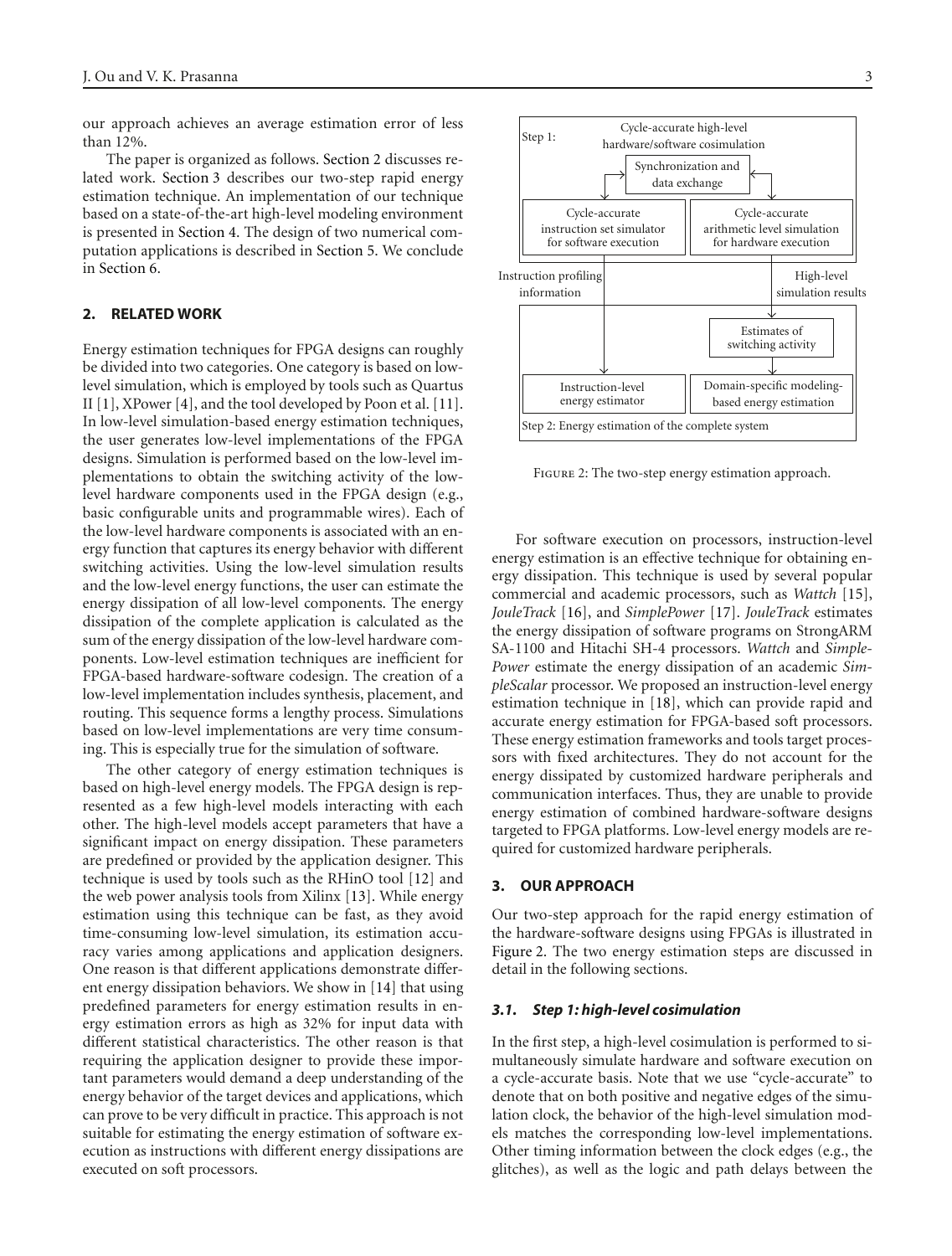our approach achieves an average estimation error of less than 12%.

The paper is organized as follows. Section 2 discusses related work. Section 3 describes our two-step rapid energy estimation technique. An implementation of our technique based on a state-of-the-art high-level modeling environment is presented in Section 4. The design of two numerical computation applications is described in Section 5. We conclude in Section 6.

## 2. RELATED WORK

Energy estimation techniques for FPGA designs can roughly be divided into two categories. One category is based on low-level simulation, which is employed by tools such as Quartus II [1], XPower [4], and the tool developed by Poon et al. [11]. In low-level simulation-based energy estimation techniques, the user generates low-level implementations of the FPGA designs. Simulation is performed based on the low-level implementations to obtain the switching activity of the low-level hardware components used in the FPGA design (e.g., basic configurable units and programmable wires). Each of the low-level hardware components is associated with an energy function that captures its energy behavior with different switching activities. Using the low-level simulation results and the low-level energy functions, the user can estimate the energy dissipation of all low-level components. The energy dissipation of the complete application is calculated as the sum of the energy dissipation of the low-level hardware components. Low-level estimation techniques are inefficient for FPGA-based hardware-software codesign. The creation of a low-level implementation includes synthesis, placement, and routing. This sequence forms a lengthy process. Simulations based on low-level implementations are very time consuming. This is especially true for the simulation of software.

The other category of energy estimation techniques is based on high-level energy models. The FPGA design is represented as a few high-level models interacting with each other. The high-level models accept parameters that have a significant impact on energy dissipation. These parameters are predefined or provided by the application designer. This technique is used by tools such as the RHinO tool [12] and the web power analysis tools from Xilinx [13]. While energy estimation using this technique can be fast, as they avoid time-consuming low-level simulation, its estimation accuracy varies among applications and application designers. One reason is that different applications demonstrate different energy dissipation behaviors. We show in [14] that using predefined parameters for energy estimation results in energy estimation errors as high as 32% for input data with different statistical characteristics. The other reason is that requiring the application designer to provide these important parameters would demand a deep understanding of the energy behavior of the target devices and applications, which can prove to be very difficult in practice. This approach is not suitable for estimating the energy estimation of software execution as instructions with different energy dissipations are executed on soft processors.

Step 1: Cycle-accurate high-level hardware/software cosimulation

Synchronization and data exchange

Cycle-accurate instruction set simulator for software execution

Cycle-accurate arithmetic level simulation for hardware execution

Instruction profiling information

High-level simulation results

Estimates of switching activity

Instruction-level energy estimator

Domain-specific modeling-based energy estimation

Step 2: Energy estimation of the complete system

Figure 2: The two-step energy estimation approach.

For software execution on processors, instruction-level energy estimation is an effective technique for obtaining energy dissipation. This technique is used by several popular commercial and academic processors, such as *Wattch* [15], *JouleTrack* [16], and *SimplePower* [17]. *JouleTrack* estimates the energy dissipation of software programs on StrongARM SA-1100 and Hitachi SH-4 processors. *Wattch* and *SimplePower* estimate the energy dissipation of an academic *SimpleScalar* processor. We proposed an instruction-level energy estimation technique in [18], which can provide rapid and accurate energy estimation for FPGA-based soft processors. These energy estimation frameworks and tools target processors with fixed architectures. They do not account for the energy dissipated by customized hardware peripherals and communication interfaces. Thus, they are unable to provide energy estimation of combined hardware-software designs targeted to FPGA platforms. Low-level energy models are required for customized hardware peripherals.

## 3. OUR APPROACH

Our two-step approach for the rapid energy estimation of the hardware-software designs using FPGAs is illustrated in Figure 2. The two energy estimation steps are discussed in detail in the following sections.

### 3.1. Step 1: high-level cosimulation

In the first step, a high-level cosimulation is performed to simultaneously simulate hardware and software execution on a cycle-accurate basis. Note that we use "cycle-accurate" to denote that on both positive and negative edges of the simulation clock, the behavior of the high-level simulation models matches the corresponding low-level implementations. Other timing information between the clock edges (e.g., the glitches), as well as the logic and path delays between the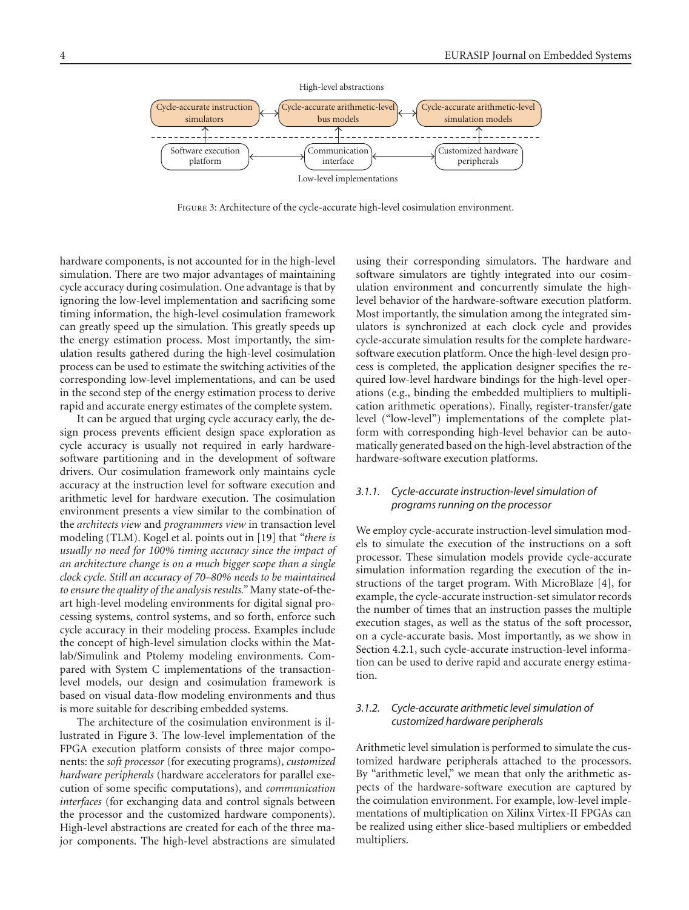High-level abstractions

Cycle-accurate instruction simulators ↔ Cycle-accurate arithmetic-level bus models ↔ Cycle-accurate arithmetic-level simulation models

Software execution platform ↔ Communication interface ↔ Customized hardware peripherals

Low-level implementations

Figure 3: Architecture of the cycle-accurate high-level cosimulation environment.

hardware components, is not accounted for in the high-level simulation. There are two major advantages of maintaining cycle accuracy during cosimulation. One advantage is that by ignoring the low-level implementation and sacrificing some timing information, the high-level cosimulation framework can greatly speed up the simulation. This greatly speeds up the energy estimation process. Most importantly, the simulation results gathered during the high-level cosimulation process can be used to estimate the switching activities of the corresponding low-level implementations, and can be used in the second step of the energy estimation process to derive rapid and accurate energy estimates of the complete system.

It can be argued that urging cycle accuracy early, the design process prevents efficient design space exploration as cycle accuracy is usually not required in early hardware-software partitioning and in the development of software drivers. Our cosimulation framework only maintains cycle accuracy at the instruction level for software execution and arithmetic level for hardware execution. The cosimulation environment presents a view similar to the combination of the *architects view* and *programmers view* in transaction level modeling (TLM). Kogel et al. points out in [19] that "*there is usually no need for 100% timing accuracy since the impact of an architecture change is on a much bigger scope than a single clock cycle. Still an accuracy of 70–80% needs to be maintained to ensure the quality of the analysis results.*" Many state-of-the-art high-level modeling environments for digital signal processing systems, control systems, and so forth, enforce such cycle accuracy in their modeling process. Examples include the concept of high-level simulation clocks within the Matlab/Simulink and Ptolemy modeling environments. Compared with System C implementations of the transaction-level models, our design and cosimulation framework is based on visual data-flow modeling environments and thus is more suitable for describing embedded systems.

The architecture of the cosimulation environment is illustrated in Figure 3. The low-level implementation of the FPGA execution platform consists of three major components: the *soft processor* (for executing programs), *customized hardware peripherals* (hardware accelerators for parallel execution of some specific computations), and *communication interfaces* (for exchanging data and control signals between the processor and the customized hardware components). High-level abstractions are created for each of the three major components. The high-level abstractions are simulated using their corresponding simulators. The hardware and software simulators are tightly integrated into our cosimulation environment and concurrently simulate the high-level behavior of the hardware-software execution platform. Most importantly, the simulation among the integrated simulators is synchronized at each clock cycle and provides cycle-accurate simulation results for the complete hardware-software execution platform. Once the high-level design process is completed, the application designer specifies the required low-level hardware bindings for the high-level operations (e.g., binding the embedded multipliers to multiplication arithmetic operations). Finally, register-transfer/gate level ("low-level") implementations of the complete platform with corresponding high-level behavior can be automatically generated based on the high-level abstraction of the hardware-software execution platforms.

#### *3.1.1. Cycle-accurate instruction-level simulation of programs running on the processor*

We employ cycle-accurate instruction-level simulation models to simulate the execution of the instructions on a soft processor. These simulation models provide cycle-accurate simulation information regarding the execution of the instructions of the target program. With MicroBlaze [4], for example, the cycle-accurate instruction-set simulator records the number of times that an instruction passes the multiple execution stages, as well as the status of the soft processor, on a cycle-accurate basis. Most importantly, as we show in Section 4.2.1, such cycle-accurate instruction-level information can be used to derive rapid and accurate energy estimation.

#### *3.1.2. Cycle-accurate arithmetic level simulation of customized hardware peripherals*

Arithmetic level simulation is performed to simulate the customized hardware peripherals attached to the processors. By "arithmetic level," we mean that only the arithmetic aspects of the hardware-software execution are captured by the coimulation environment. For example, low-level implementations of multiplication on Xilinx Virtex-II FPGAs can be realized using either slice-based multipliers or embedded multipliers.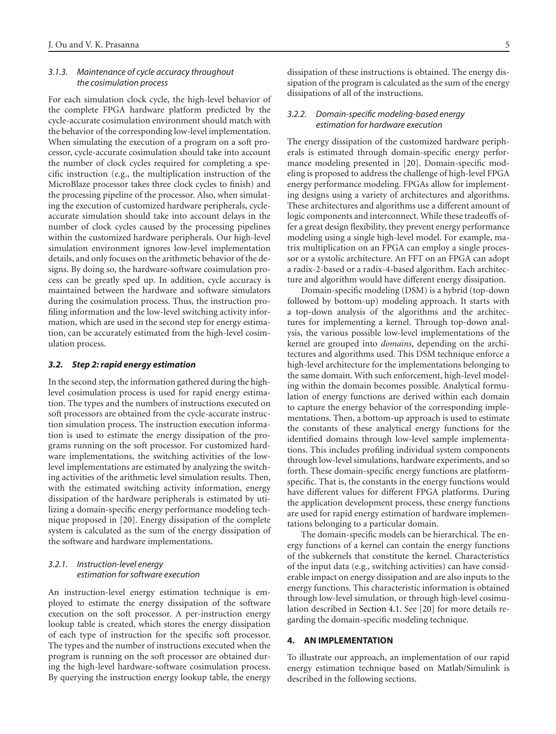#### 3.1.3. Maintenance of cycle accuracy throughout the cosimulation process

For each simulation clock cycle, the high-level behavior of the complete FPGA hardware platform predicted by the cycle-accurate cosimulation environment should match with the behavior of the corresponding low-level implementation. When simulating the execution of a program on a soft processor, cycle-accurate cosimulation should take into account the number of clock cycles required for completing a specific instruction (e.g., the multiplication instruction of the MicroBlaze processor takes three clock cycles to finish) and the processing pipeline of the processor. Also, when simulating the execution of customized hardware peripherals, cycle-accurate simulation should take into account delays in the number of clock cycles caused by the processing pipelines within the customized hardware peripherals. Our high-level simulation environment ignores low-level implementation details, and only focuses on the arithmetic behavior of the designs. By doing so, the hardware-software cosimulation process can be greatly sped up. In addition, cycle accuracy is maintained between the hardware and software simulators during the cosimulation process. Thus, the instruction profiling information and the low-level switching activity information, which are used in the second step for energy estimation, can be accurately estimated from the high-level cosimulation process.

### 3.2. Step 2: rapid energy estimation

In the second step, the information gathered during the high-level cosimulation process is used for rapid energy estimation. The types and the numbers of instructions executed on soft processors are obtained from the cycle-accurate instruction simulation process. The instruction execution information is used to estimate the energy dissipation of the programs running on the soft processor. For customized hardware implementations, the switching activities of the low-level implementations are estimated by analyzing the switching activities of the arithmetic level simulation results. Then, with the estimated switching activity information, energy dissipation of the hardware peripherals is estimated by utilizing a domain-specific energy performance modeling technique proposed in [20]. Energy dissipation of the complete system is calculated as the sum of the energy dissipation of the software and hardware implementations.

#### 3.2.1. Instruction-level energy estimation for software execution

An instruction-level energy estimation technique is employed to estimate the energy dissipation of the software execution on the soft processor. A per-instruction energy lookup table is created, which stores the energy dissipation of each type of instruction for the specific soft processor. The types and the number of instructions executed when the program is running on the soft processor are obtained during the high-level hardware-software cosimulation process. By querying the instruction energy lookup table, the energy dissipation of these instructions is obtained. The energy dissipation of the program is calculated as the sum of the energy dissipations of all of the instructions.

#### 3.2.2. Domain-specific modeling-based energy estimation for hardware execution

The energy dissipation of the customized hardware peripherals is estimated through domain-specific energy performance modeling presented in [20]. Domain-specific modeling is proposed to address the challenge of high-level FPGA energy performance modeling. FPGAs allow for implementing designs using a variety of architectures and algorithms. These architectures and algorithms use a different amount of logic components and interconnect. While these tradeoffs offer a great design flexibility, they prevent energy performance modeling using a single high-level model. For example, matrix multiplication on an FPGA can employ a single processor or a systolic architecture. An FFT on an FPGA can adopt a radix-2-based or a radix-4-based algorithm. Each architecture and algorithm would have different energy dissipation.

Domain-specific modeling (DSM) is a hybrid (top-down followed by bottom-up) modeling approach. It starts with a top-down analysis of the algorithms and the architectures for implementing a kernel. Through top-down analysis, the various possible low-level implementations of the kernel are grouped into *domains*, depending on the architectures and algorithms used. This DSM technique enforce a high-level architecture for the implementations belonging to the same domain. With such enforcement, high-level modeling within the domain becomes possible. Analytical formulation of energy functions are derived within each domain to capture the energy behavior of the corresponding implementations. Then, a bottom-up approach is used to estimate the constants of these analytical energy functions for the identified domains through low-level sample implementations. This includes profiling individual system components through low-level simulations, hardware experiments, and so forth. These domain-specific energy functions are platform-specific. That is, the constants in the energy functions would have different values for different FPGA platforms. During the application development process, these energy functions are used for rapid energy estimation of hardware implementations belonging to a particular domain.

The domain-specific models can be hierarchical. The energy functions of a kernel can contain the energy functions of the subkernels that constitute the kernel. Characteristics of the input data (e.g., switching activities) can have considerable impact on energy dissipation and are also inputs to the energy functions. This characteristic information is obtained through low-level simulation, or through high-level cosimulation described in Section 4.1. See [20] for more details regarding the domain-specific modeling technique.

## 4. AN IMPLEMENTATION

To illustrate our approach, an implementation of our rapid energy estimation technique based on Matlab/Simulink is described in the following sections.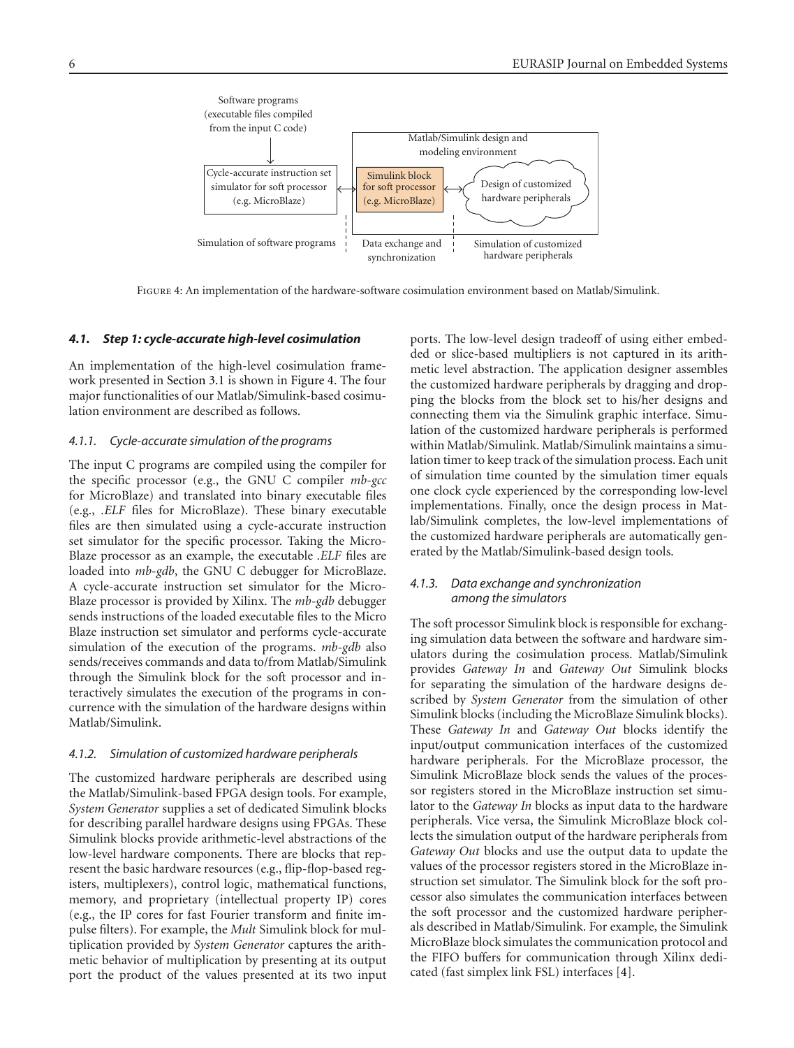Software programs (executable files compiled from the input C code)

Cycle-accurate instruction set simulator for soft processor (e.g. MicroBlaze)

Matlab/Simulink design and modeling environment

Simulink block for soft processor (e.g. MicroBlaze)

Design of customized hardware peripherals

Simulation of software programs

Data exchange and synchronization

Simulation of customized hardware peripherals

Figure 4: An implementation of the hardware-software cosimulation environment based on Matlab/Simulink.

### *4.1. Step 1: cycle-accurate high-level cosimulation*

An implementation of the high-level cosimulation framework presented in Section 3.1 is shown in Figure 4. The four major functionalities of our Matlab/Simulink-based cosimulation environment are described as follows.

#### *4.1.1. Cycle-accurate simulation of the programs*

The input C programs are compiled using the compiler for the specific processor (e.g., the GNU C compiler *mb-gcc* for MicroBlaze) and translated into binary executable files (e.g., *.ELF* files for MicroBlaze). These binary executable files are then simulated using a cycle-accurate instruction set simulator for the specific processor. Taking the MicroBlaze processor as an example, the executable *.ELF* files are loaded into *mb-gdb*, the GNU C debugger for MicroBlaze. A cycle-accurate instruction set simulator for the MicroBlaze processor is provided by Xilinx. The *mb-gdb* debugger sends instructions of the loaded executable files to the Micro Blaze instruction set simulator and performs cycle-accurate simulation of the execution of the programs. *mb-gdb* also sends/receives commands and data to/from Matlab/Simulink through the Simulink block for the soft processor and interactively simulates the execution of the programs in concurrence with the simulation of the hardware designs within Matlab/Simulink.

#### *4.1.2. Simulation of customized hardware peripherals*

The customized hardware peripherals are described using the Matlab/Simulink-based FPGA design tools. For example, *System Generator* supplies a set of dedicated Simulink blocks for describing parallel hardware designs using FPGAs. These Simulink blocks provide arithmetic-level abstractions of the low-level hardware components. There are blocks that represent the basic hardware resources (e.g., flip-flop-based registers, multiplexers), control logic, mathematical functions, memory, and proprietary (intellectual property IP) cores (e.g., the IP cores for fast Fourier transform and finite impulse filters). For example, the *Mult* Simulink block for multiplication provided by *System Generator* captures the arithmetic behavior of multiplication by presenting at its output port the product of the values presented at its two input ports. The low-level design tradeoff of using either embedded or slice-based multipliers is not captured in its arithmetic level abstraction. The application designer assembles the customized hardware peripherals by dragging and dropping the blocks from the block set to his/her designs and connecting them via the Simulink graphic interface. Simulation of the customized hardware peripherals is performed within Matlab/Simulink. Matlab/Simulink maintains a simulation timer to keep track of the simulation process. Each unit of simulation time counted by the simulation timer equals one clock cycle experienced by the corresponding low-level implementations. Finally, once the design process in Matlab/Simulink completes, the low-level implementations of the customized hardware peripherals are automatically generated by the Matlab/Simulink-based design tools.

#### *4.1.3. Data exchange and synchronization among the simulators*

The soft processor Simulink block is responsible for exchanging simulation data between the software and hardware simulators during the cosimulation process. Matlab/Simulink provides *Gateway In* and *Gateway Out* Simulink blocks for separating the simulation of the hardware designs described by *System Generator* from the simulation of other Simulink blocks (including the MicroBlaze Simulink blocks). These *Gateway In* and *Gateway Out* blocks identify the input/output communication interfaces of the customized hardware peripherals. For the MicroBlaze processor, the Simulink MicroBlaze block sends the values of the processor registers stored in the MicroBlaze instruction set simulator to the *Gateway In* blocks as input data to the hardware peripherals. Vice versa, the Simulink MicroBlaze block collects the simulation output of the hardware peripherals from *Gateway Out* blocks and use the output data to update the values of the processor registers stored in the MicroBlaze instruction set simulator. The Simulink block for the soft processor also simulates the communication interfaces between the soft processor and the customized hardware peripherals described in Matlab/Simulink. For example, the Simulink MicroBlaze block simulates the communication protocol and the FIFO buffers for communication through Xilinx dedicated (fast simplex link FSL) interfaces [4].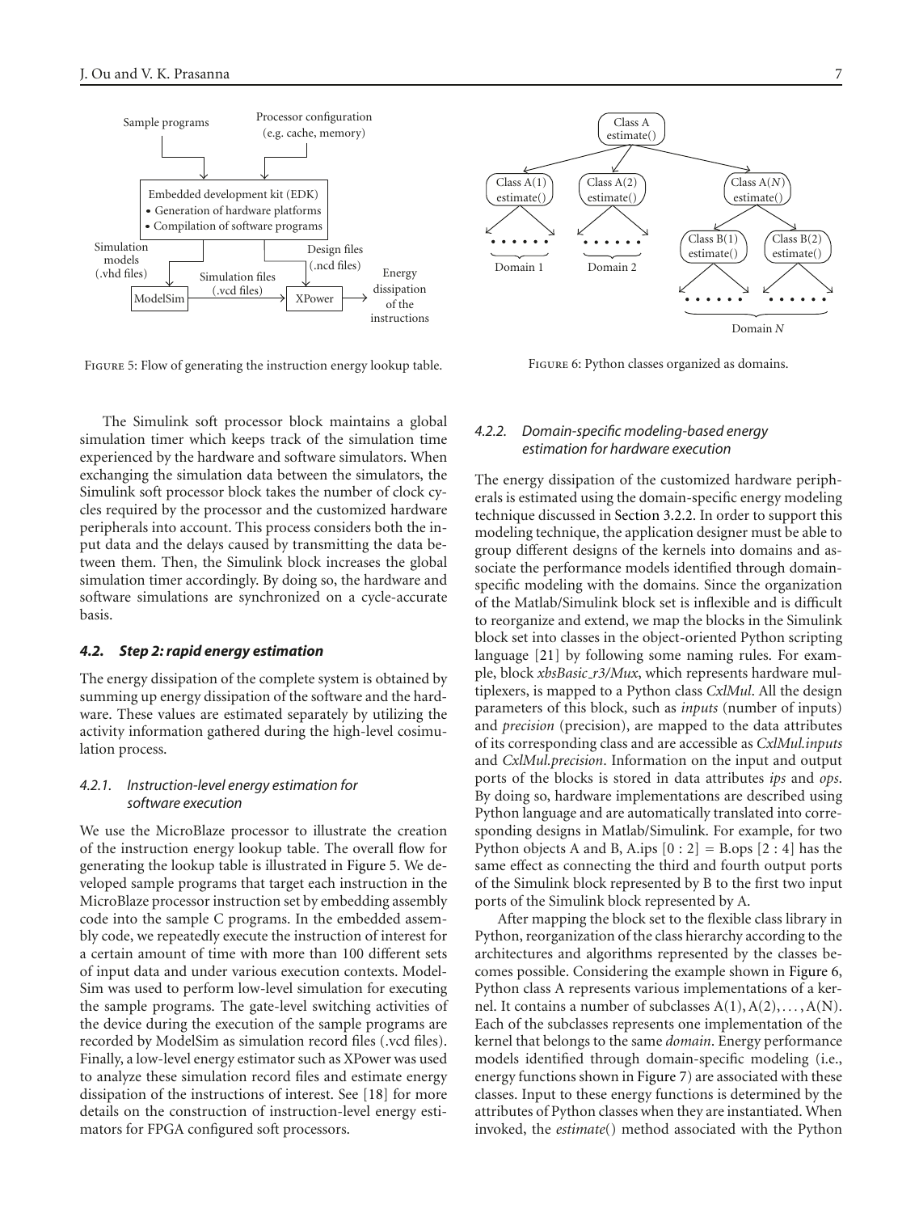Figure 5: Flow of generating the instruction energy lookup table.

Figure 6: Python classes organized as domains.

The Simulink soft processor block maintains a global simulation timer which keeps track of the simulation time experienced by the hardware and software simulators. When exchanging the simulation data between the simulators, the Simulink soft processor block takes the number of clock cycles required by the processor and the customized hardware peripherals into account. This process considers both the input data and the delays caused by transmitting the data between them. Then, the Simulink block increases the global simulation timer accordingly. By doing so, the hardware and software simulations are synchronized on a cycle-accurate basis.

### *4.2. Step 2: rapid energy estimation*

The energy dissipation of the complete system is obtained by summing up energy dissipation of the software and the hardware. These values are estimated separately by utilizing the activity information gathered during the high-level cosimulation process.

#### *4.2.1. Instruction-level energy estimation for software execution*

We use the MicroBlaze processor to illustrate the creation of the instruction energy lookup table. The overall flow for generating the lookup table is illustrated in Figure 5. We developed sample programs that target each instruction in the MicroBlaze processor instruction set by embedding assembly code into the sample C programs. In the embedded assembly code, we repeatedly execute the instruction of interest for a certain amount of time with more than 100 different sets of input data and under various execution contexts. ModelSim was used to perform low-level simulation for executing the sample programs. The gate-level switching activities of the device during the execution of the sample programs are recorded by ModelSim as simulation record files (.vcd files). Finally, a low-level energy estimator such as XPower was used to analyze these simulation record files and estimate energy dissipation of the instructions of interest. See [18] for more details on the construction of instruction-level energy estimators for FPGA configured soft processors.

#### *4.2.2. Domain-specific modeling-based energy estimation for hardware execution*

The energy dissipation of the customized hardware peripherals is estimated using the domain-specific energy modeling technique discussed in Section 3.2.2. In order to support this modeling technique, the application designer must be able to group different designs of the kernels into domains and associate the performance models identified through domain-specific modeling with the domains. Since the organization of the Matlab/Simulink block set is inflexible and is difficult to reorganize and extend, we map the blocks in the Simulink block set into classes in the object-oriented Python scripting language [21] by following some naming rules. For example, block *xbsBasic_r3/Mux*, which represents hardware multiplexers, is mapped to a Python class *CxlMul*. All the design parameters of this block, such as *inputs* (number of inputs) and *precision* (precision), are mapped to the data attributes of its corresponding class and are accessible as *CxlMul.inputs* and *CxlMul.precision*. Information on the input and output ports of the blocks is stored in data attributes *ips* and *ops*. By doing so, hardware implementations are described using Python language and are automatically translated into corresponding designs in Matlab/Simulink. For example, for two Python objects A and B, A.ips [0 : 2] = B.ops [2 : 4] has the same effect as connecting the third and fourth output ports of the Simulink block represented by B to the first two input ports of the Simulink block represented by A.

After mapping the block set to the flexible class library in Python, reorganization of the class hierarchy according to the architectures and algorithms represented by the classes becomes possible. Considering the example shown in Figure 6, Python class A represents various implementations of a kernel. It contains a number of subclasses $A(1), A(2), \dots, A(N)$. Each of the subclasses represents one implementation of the kernel that belongs to the same *domain*. Energy performance models identified through domain-specific modeling (i.e., energy functions shown in Figure 7) are associated with these classes. Input to these energy functions is determined by the attributes of Python classes when they are instantiated. When invoked, the *estimate*() method associated with the Python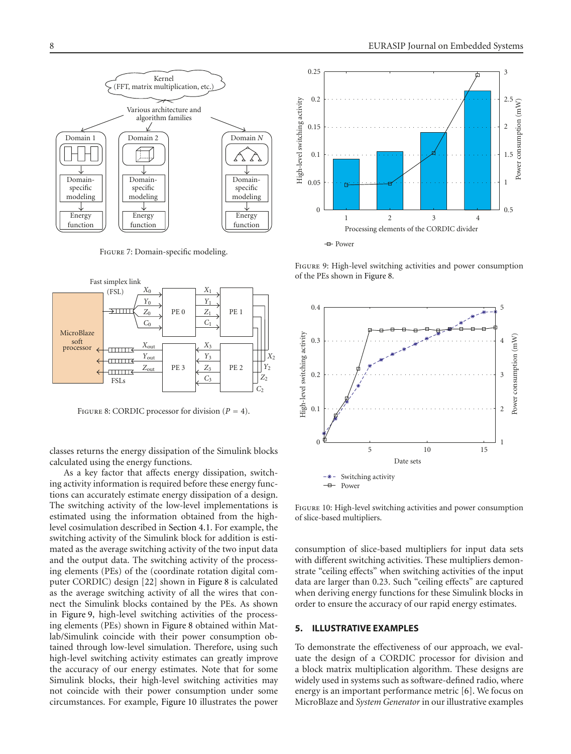FIGURE 7: Domain-specific modeling.

FIGURE 8: CORDIC processor for division ($P = 4$).

FIGURE 9: High-level switching activities and power consumption of the PEs shown in Figure 8.

FIGURE 10: High-level switching activities and power consumption of slice-based multipliers.

classes returns the energy dissipation of the Simulink blocks calculated using the energy functions.

As a key factor that affects energy dissipation, switching activity information is required before these energy functions can accurately estimate energy dissipation of a design. The switching activity of the low-level implementations is estimated using the information obtained from the high-level cosimulation described in Section 4.1. For example, the switching activity of the Simulink block for addition is estimated as the average switching activity of the two input data and the output data. The switching activity of the processing elements (PEs) of the (coordinate rotation digital computer CORDIC) design [22] shown in Figure 8 is calculated as the average switching activity of all the wires that connect the Simulink blocks contained by the PEs. As shown in Figure 9, high-level switching activities of the processing elements (PEs) shown in Figure 8 obtained within Matlab/Simulink coincide with their power consumption obtained through low-level simulation. Therefore, using such high-level switching activity estimates can greatly improve the accuracy of our energy estimates. Note that for some Simulink blocks, their high-level switching activities may not coincide with their power consumption under some circumstances. For example, Figure 10 illustrates the power consumption of slice-based multipliers for input data sets with different switching activities. These multipliers demonstrate "ceiling effects" when switching activities of the input data are larger than 0.23. Such "ceiling effects" are captured when deriving energy functions for these Simulink blocks in order to ensure the accuracy of our rapid energy estimates.

## 5. ILLUSTRATIVE EXAMPLES

To demonstrate the effectiveness of our approach, we evaluate the design of a CORDIC processor for division and a block matrix multiplication algorithm. These designs are widely used in systems such as software-defined radio, where energy is an important performance metric [6]. We focus on MicroBlaze and *System Generator* in our illustrative examples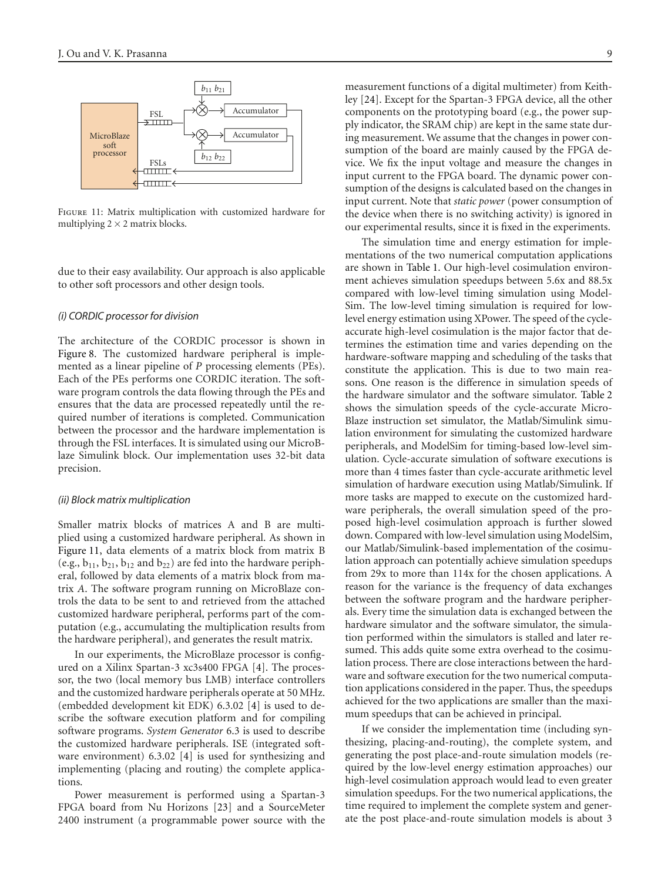Figure 11: Matrix multiplication with customized hardware for multiplying $2 \times 2$ matrix blocks.

due to their easy availability. Our approach is also applicable to other soft processors and other design tools.

*(i) CORDIC processor for division*

The architecture of the CORDIC processor is shown in Figure 8. The customized hardware peripheral is implemented as a linear pipeline of *P* processing elements (PEs). Each of the PEs performs one CORDIC iteration. The software program controls the data flowing through the PEs and ensures that the data are processed repeatedly until the required number of iterations is completed. Communication between the processor and the hardware implementation is through the FSL interfaces. It is simulated using our MicroBlaze Simulink block. Our implementation uses 32-bit data precision.

*(ii) Block matrix multiplication*

Smaller matrix blocks of matrices A and B are multiplied using a customized hardware peripheral. As shown in Figure 11, data elements of a matrix block from matrix B (e.g., $b_{11}$, $b_{21}$, $b_{12}$ and $b_{22}$) are fed into the hardware peripheral, followed by data elements of a matrix block from matrix *A*. The software program running on MicroBlaze controls the data to be sent to and retrieved from the attached customized hardware peripheral, performs part of the computation (e.g., accumulating the multiplication results from the hardware peripheral), and generates the result matrix.

In our experiments, the MicroBlaze processor is configured on a Xilinx Spartan-3 xc3s400 FPGA [4]. The processor, the two (local memory bus LMB) interface controllers and the customized hardware peripherals operate at 50 MHz. (embedded development kit EDK) 6.3.02 [4] is used to describe the software execution platform and for compiling software programs. *System Generator* 6.3 is used to describe the customized hardware peripherals. ISE (integrated software environment) 6.3.02 [4] is used for synthesizing and implementing (placing and routing) the complete applications.

Power measurement is performed using a Spartan-3 FPGA board from Nu Horizons [23] and a SourceMeter 2400 instrument (a programmable power source with the measurement functions of a digital multimeter) from Keithley [24]. Except for the Spartan-3 FPGA device, all the other components on the prototyping board (e.g., the power supply indicator, the SRAM chip) are kept in the same state during measurement. We assume that the changes in power consumption of the board are mainly caused by the FPGA device. We fix the input voltage and measure the changes in input current to the FPGA board. The dynamic power consumption of the designs is calculated based on the changes in input current. Note that *static power* (power consumption of the device when there is no switching activity) is ignored in our experimental results, since it is fixed in the experiments.

The simulation time and energy estimation for implementations of the two numerical computation applications are shown in Table 1. Our high-level cosimulation environment achieves simulation speedups between 5.6x and 88.5x compared with low-level timing simulation using ModelSim. The low-level timing simulation is required for low-level energy estimation using XPower. The speed of the cycle-accurate high-level cosimulation is the major factor that determines the estimation time and varies depending on the hardware-software mapping and scheduling of the tasks that constitute the application. This is due to two main reasons. One reason is the difference in simulation speeds of the hardware simulator and the software simulator. Table 2 shows the simulation speeds of the cycle-accurate MicroBlaze instruction set simulator, the Matlab/Simulink simulation environment for simulating the customized hardware peripherals, and ModelSim for timing-based low-level simulation. Cycle-accurate simulation of software executions is more than 4 times faster than cycle-accurate arithmetic level simulation of hardware execution using Matlab/Simulink. If more tasks are mapped to execute on the customized hardware peripherals, the overall simulation speed of the proposed high-level cosimulation approach is further slowed down. Compared with low-level simulation using ModelSim, our Matlab/Simulink-based implementation of the cosimulation approach can potentially achieve simulation speedups from 29x to more than 114x for the chosen applications. A reason for the variance is the frequency of data exchanges between the software program and the hardware peripherals. Every time the simulation data is exchanged between the hardware simulator and the software simulator, the simulation performed within the simulators is stalled and later resumed. This adds quite some extra overhead to the cosimulation process. There are close interactions between the hardware and software execution for the two numerical computation applications considered in the paper. Thus, the speedups achieved for the two applications are smaller than the maximum speedups that can be achieved in principal.

If we consider the implementation time (including synthesizing, placing-and-routing), the complete system, and generating the post place-and-route simulation models (required by the low-level energy estimation approaches) our high-level cosimulation approach would lead to even greater simulation speedups. For the two numerical applications, the time required to implement the complete system and generate the post place-and-route simulation models is about 3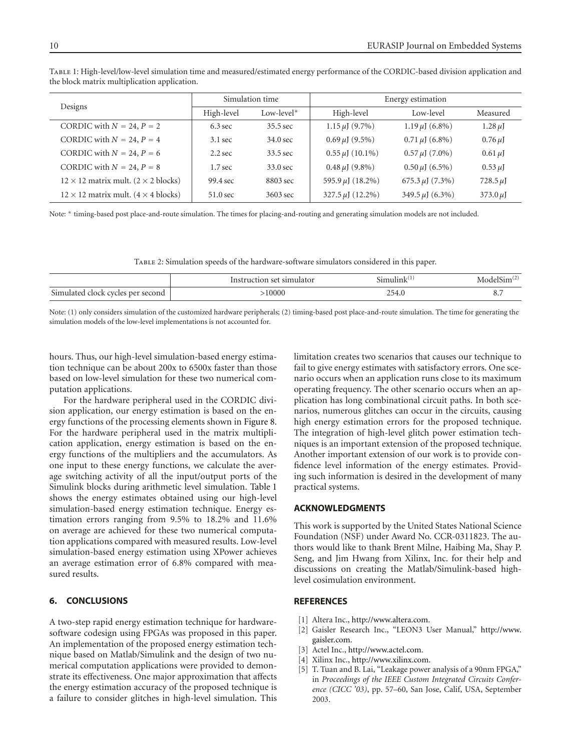Table 1: High-level/low-level simulation time and measured/estimated energy performance of the CORDIC-based division application and the block matrix multiplication application.

| Designs | Simulation time | | Energy estimation | | |
|---|---|---|---|---|---|
| | High-level | Low-level* | High-level | Low-level | Measured |
| CORDIC with $N = 24$, $P = 2$ | 6.3 sec | 35.5 sec | 1.15 $\mu$J (9.7%) | 1.19 $\mu$J (6.8%) | 1.28 $\mu$J |
| CORDIC with $N = 24$, $P = 4$ | 3.1 sec | 34.0 sec | 0.69 $\mu$J (9.5%) | 0.71 $\mu$J (6.8%) | 0.76 $\mu$J |
| CORDIC with $N = 24$, $P = 6$ | 2.2 sec | 33.5 sec | 0.55 $\mu$J (10.1%) | 0.57 $\mu$J (7.0%) | 0.61 $\mu$J |
| CORDIC with $N = 24$, $P = 8$ | 1.7 sec | 33.0 sec | 0.48 $\mu$J (9.8%) | 0.50 $\mu$J (6.5%) | 0.53 $\mu$J |
| $12 \times 12$ matrix mult. ($2 \times 2$ blocks) | 99.4 sec | 8803 sec | 595.9 $\mu$J (18.2%) | 675.3 $\mu$J (7.3%) | 728.5 $\mu$J |
| $12 \times 12$ matrix mult. ($4 \times 4$ blocks) | 51.0 sec | 3603 sec | 327.5 $\mu$J (12.2%) | 349.5 $\mu$J (6.3%) | 373.0 $\mu$J |

Note: * timing-based post place-and-route simulation. The times for placing-and-routing and generating simulation models are not included.

Table 2: Simulation speeds of the hardware-software simulators considered in this paper.

| | Instruction set simulator | Simulink(1) | ModelSim(2) |
|---|---|---|---|
| Simulated clock cycles per second | >10000 | 254.0 | 8.7 |

Note: (1) only considers simulation of the customized hardware peripherals; (2) timing-based post place-and-route simulation. The time for generating the simulation models of the low-level implementations is not accounted for.

hours. Thus, our high-level simulation-based energy estimation technique can be about 200x to 6500x faster than those based on low-level simulation for these two numerical computation applications.

For the hardware peripheral used in the CORDIC division application, our energy estimation is based on the energy functions of the processing elements shown in Figure 8. For the hardware peripheral used in the matrix multiplication application, energy estimation is based on the energy functions of the multipliers and the accumulators. As one input to these energy functions, we calculate the average switching activity of all the input/output ports of the Simulink blocks during arithmetic level simulation. Table 1 shows the energy estimates obtained using our high-level simulation-based energy estimation technique. Energy estimation errors ranging from 9.5% to 18.2% and 11.6% on average are achieved for these two numerical computation applications compared with measured results. Low-level simulation-based energy estimation using XPower achieves an average estimation error of 6.8% compared with measured results.

## 6. CONCLUSIONS

A two-step rapid energy estimation technique for hardware-software codesign using FPGAs was proposed in this paper. An implementation of the proposed energy estimation technique based on Matlab/Simulink and the design of two numerical computation applications were provided to demonstrate its effectiveness. One major approximation that affects the energy estimation accuracy of the proposed technique is a failure to consider glitches in high-level simulation. This limitation creates two scenarios that causes our technique to fail to give energy estimates with satisfactory errors. One scenario occurs when an application runs close to its maximum operating frequency. The other scenario occurs when an application has long combinational circuit paths. In both scenarios, numerous glitches can occur in the circuits, causing high energy estimation errors for the proposed technique. The integration of high-level glitch power estimation techniques is an important extension of the proposed technique. Another important extension of our work is to provide confidence level information of the energy estimates. Providing such information is desired in the development of many practical systems.

## ACKNOWLEDGMENTS

This work is supported by the United States National Science Foundation (NSF) under Award No. CCR-0311823. The authors would like to thank Brent Milne, Haibing Ma, Shay P. Seng, and Jim Hwang from Xilinx, Inc. for their help and discussions on creating the Matlab/Simulink-based high-level cosimulation environment.

## REFERENCES

[1] Altera Inc., http://www.altera.com.

[2] Gaisler Research Inc., "LEON3 User Manual," http://www.gaisler.com.

[3] Actel Inc., http://www.actel.com.

[4] Xilinx Inc., http://www.xilinx.com.

[5] T. Tuan and B. Lai, "Leakage power analysis of a 90nm FPGA," in *Proceedings of the IEEE Custom Integrated Circuits Conference (CICC '03)*, pp. 57–60, San Jose, Calif, USA, September 2003.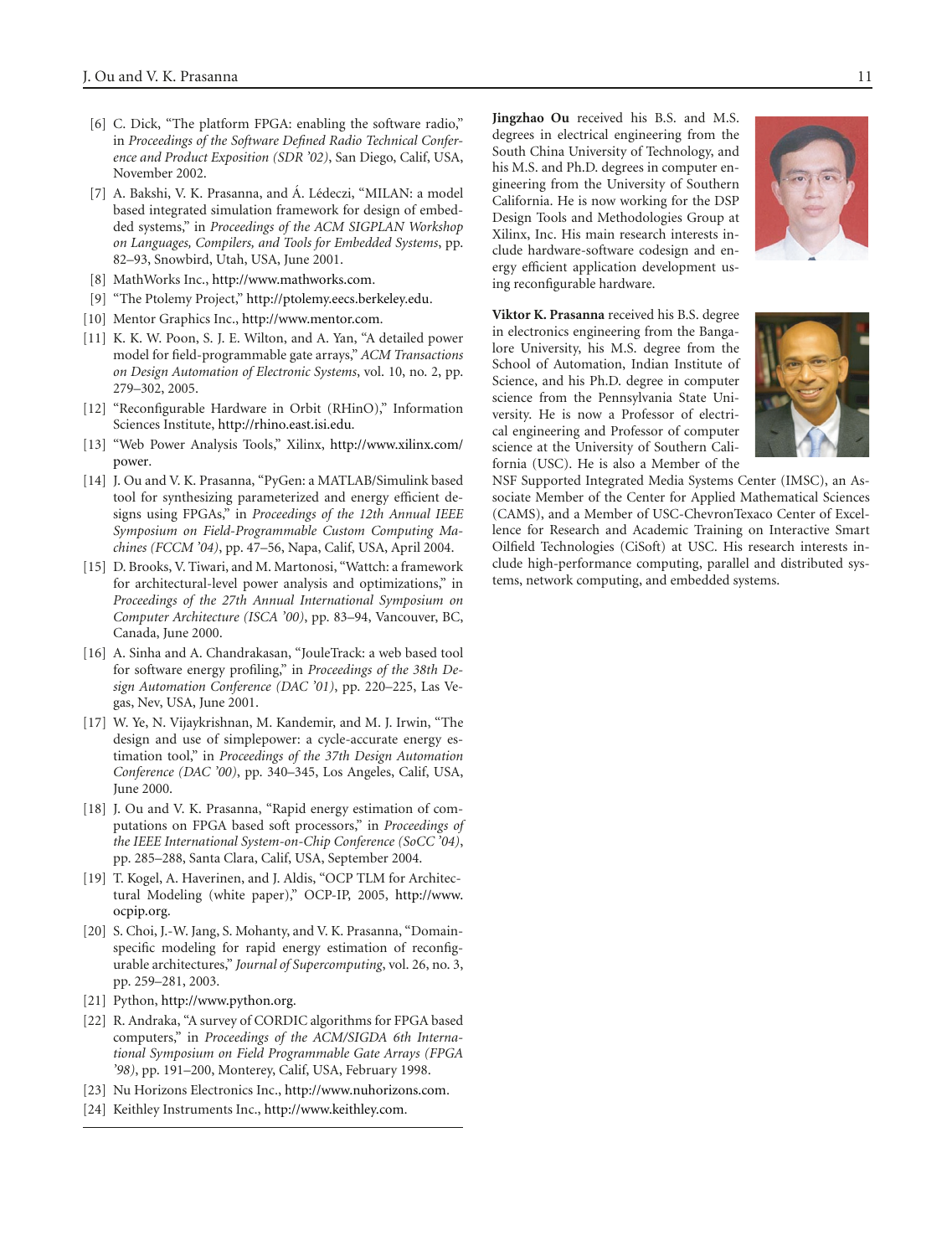[6] C. Dick, "The platform FPGA: enabling the software radio," in *Proceedings of the Software Defined Radio Technical Conference and Product Exposition (SDR '02)*, San Diego, Calif, USA, November 2002.

[7] A. Bakshi, V. K. Prasanna, and Á. Lédeczi, "MILAN: a model based integrated simulation framework for design of embedded systems," in *Proceedings of the ACM SIGPLAN Workshop on Languages, Compilers, and Tools for Embedded Systems*, pp. 82–93, Snowbird, Utah, USA, June 2001.

[8] MathWorks Inc., http://www.mathworks.com.

[9] "The Ptolemy Project," http://ptolemy.eecs.berkeley.edu.

[10] Mentor Graphics Inc., http://www.mentor.com.

[11] K. K. W. Poon, S. J. E. Wilton, and A. Yan, "A detailed power model for field-programmable gate arrays," *ACM Transactions on Design Automation of Electronic Systems*, vol. 10, no. 2, pp. 279–302, 2005.

[12] "Reconfigurable Hardware in Orbit (RHinO)," Information Sciences Institute, http://rhino.east.isi.edu.

[13] "Web Power Analysis Tools," Xilinx, http://www.xilinx.com/power.

[14] J. Ou and V. K. Prasanna, "PyGen: a MATLAB/Simulink based tool for synthesizing parameterized and energy efficient designs using FPGAs," in *Proceedings of the 12th Annual IEEE Symposium on Field-Programmable Custom Computing Machines (FCCM '04)*, pp. 47–56, Napa, Calif, USA, April 2004.

[15] D. Brooks, V. Tiwari, and M. Martonosi, "Wattch: a framework for architectural-level power analysis and optimizations," in *Proceedings of the 27th Annual International Symposium on Computer Architecture (ISCA '00)*, pp. 83–94, Vancouver, BC, Canada, June 2000.

[16] A. Sinha and A. Chandrakasan, "JouleTrack: a web based tool for software energy profiling," in *Proceedings of the 38th Design Automation Conference (DAC '01)*, pp. 220–225, Las Vegas, Nev, USA, June 2001.

[17] W. Ye, N. Vijaykrishnan, M. Kandemir, and M. J. Irwin, "The design and use of simplepower: a cycle-accurate energy estimation tool," in *Proceedings of the 37th Design Automation Conference (DAC '00)*, pp. 340–345, Los Angeles, Calif, USA, June 2000.

[18] J. Ou and V. K. Prasanna, "Rapid energy estimation of computations on FPGA based soft processors," in *Proceedings of the IEEE International System-on-Chip Conference (SoCC '04)*, pp. 285–288, Santa Clara, Calif, USA, September 2004.

[19] T. Kogel, A. Haverinen, and J. Aldis, "OCP TLM for Architectural Modeling (white paper)," OCP-IP, 2005, http://www.ocpip.org.

[20] S. Choi, J.-W. Jang, S. Mohanty, and V. K. Prasanna, "Domain-specific modeling for rapid energy estimation of reconfigurable architectures," *Journal of Supercomputing*, vol. 26, no. 3, pp. 259–281, 2003.

[21] Python, http://www.python.org.

[22] R. Andraka, "A survey of CORDIC algorithms for FPGA based computers," in *Proceedings of the ACM/SIGDA 6th International Symposium on Field Programmable Gate Arrays (FPGA '98)*, pp. 191–200, Monterey, Calif, USA, February 1998.

[23] Nu Horizons Electronics Inc., http://www.nuhorizons.com.

[24] Keithley Instruments Inc., http://www.keithley.com.

**Jingzhao Ou** received his B.S. and M.S. degrees in electrical engineering from the South China University of Technology, and his M.S. and Ph.D. degrees in computer engineering from the University of Southern California. He is now working for the DSP Design Tools and Methodologies Group at Xilinx, Inc. His main research interests include hardware-software codesign and energy efficient application development using reconfigurable hardware.

**Viktor K. Prasanna** received his B.S. degree in electronics engineering from the Bangalore University, his M.S. degree from the School of Automation, Indian Institute of Science, and his Ph.D. degree in computer science from the Pennsylvania State University. He is now a Professor of electrical engineering and Professor of computer science at the University of Southern California (USC). He is also a Member of the NSF Supported Integrated Media Systems Center (IMSC), an Associate Member of the Center for Applied Mathematical Sciences (CAMS), and a Member of USC-ChevronTexaco Center of Excellence for Research and Academic Training on Interactive Smart Oilfield Technologies (CiSoft) at USC. His research interests include high-performance computing, parallel and distributed systems, network computing, and embedded systems.